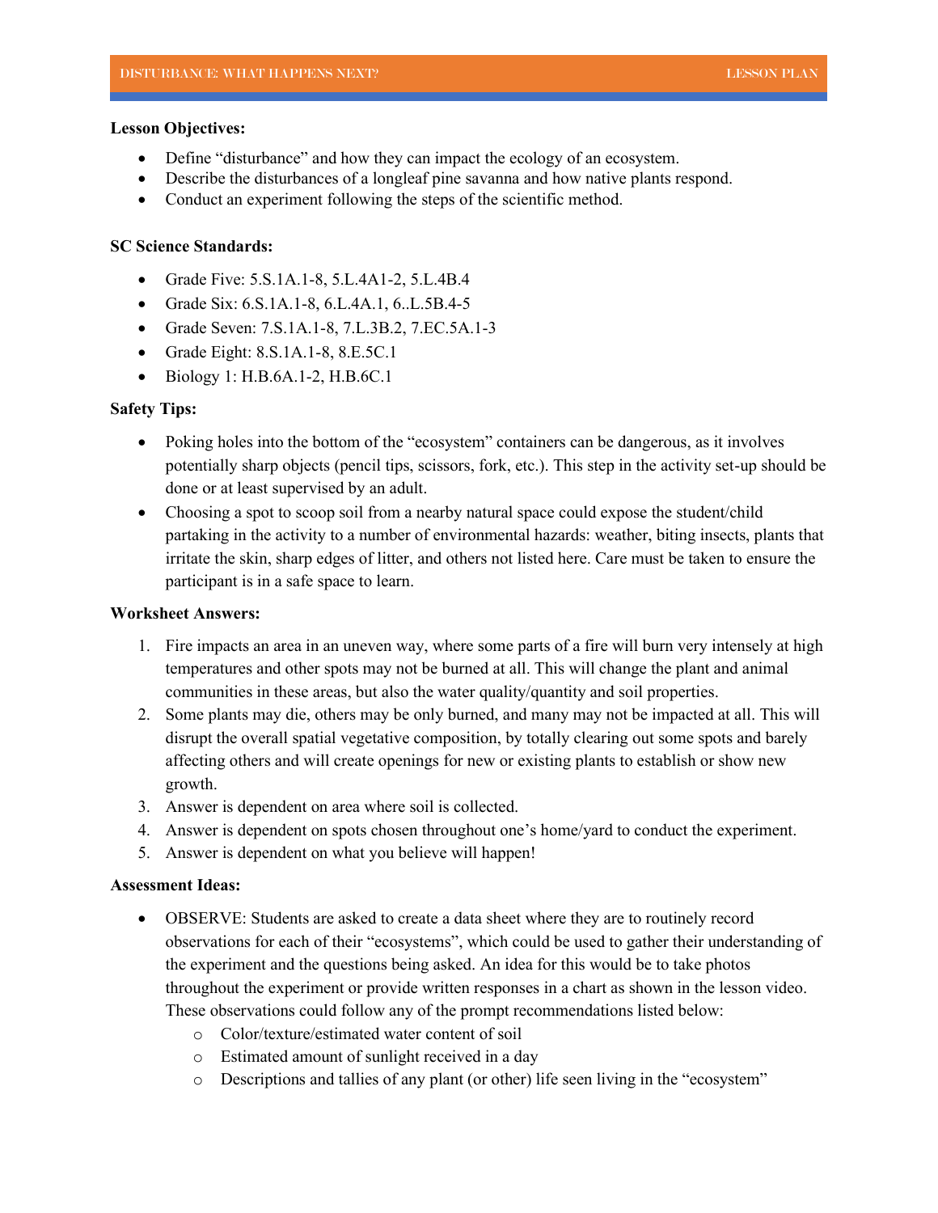**Lesson Objectives:**

- Define "disturbance" and how they can impact the ecology of an ecosystem.
- Describe the disturbances of a longleaf pine savanna and how native plants respond.
- Conduct an experiment following the steps of the scientific method.

**SC Science Standards:**

- Grade Five: 5.S.1A.1-8, 5.L.4A1-2, 5.L.4B.4
- Grade Six: 6.S.1A.1-8, 6.L.4A.1, 6..L.5B.4-5
- Grade Seven: 7.S.1A.1-8, 7.L.3B.2, 7.EC.5A.1-3
- Grade Eight: 8.S.1A.1-8, 8.E.5C.1
- Biology 1: H.B.6A.1-2, H.B.6C.1

**Safety Tips:**

- Poking holes into the bottom of the "ecosystem" containers can be dangerous, as it involves potentially sharp objects (pencil tips, scissors, fork, etc.). This step in the activity set-up should be done or at least supervised by an adult.
- Choosing a spot to scoop soil from a nearby natural space could expose the student/child partaking in the activity to a number of environmental hazards: weather, biting insects, plants that irritate the skin, sharp edges of litter, and others not listed here. Care must be taken to ensure the participant is in a safe space to learn.

**Worksheet Answers:**

1. Fire impacts an area in an uneven way, where some parts of a fire will burn very intensely at high temperatures and other spots may not be burned at all. This will change the plant and animal communities in these areas, but also the water quality/quantity and soil properties.
2. Some plants may die, others may be only burned, and many may not be impacted at all. This will disrupt the overall spatial vegetative composition, by totally clearing out some spots and barely affecting others and will create openings for new or existing plants to establish or show new growth.
3. Answer is dependent on area where soil is collected.
4. Answer is dependent on spots chosen throughout one's home/yard to conduct the experiment.
5. Answer is dependent on what you believe will happen!

**Assessment Ideas:**

- OBSERVE: Students are asked to create a data sheet where they are to routinely record observations for each of their "ecosystems", which could be used to gather their understanding of the experiment and the questions being asked. An idea for this would be to take photos throughout the experiment or provide written responses in a chart as shown in the lesson video. These observations could follow any of the prompt recommendations listed below:
  - Color/texture/estimated water content of soil
  - Estimated amount of sunlight received in a day
  - Descriptions and tallies of any plant (or other) life seen living in the "ecosystem"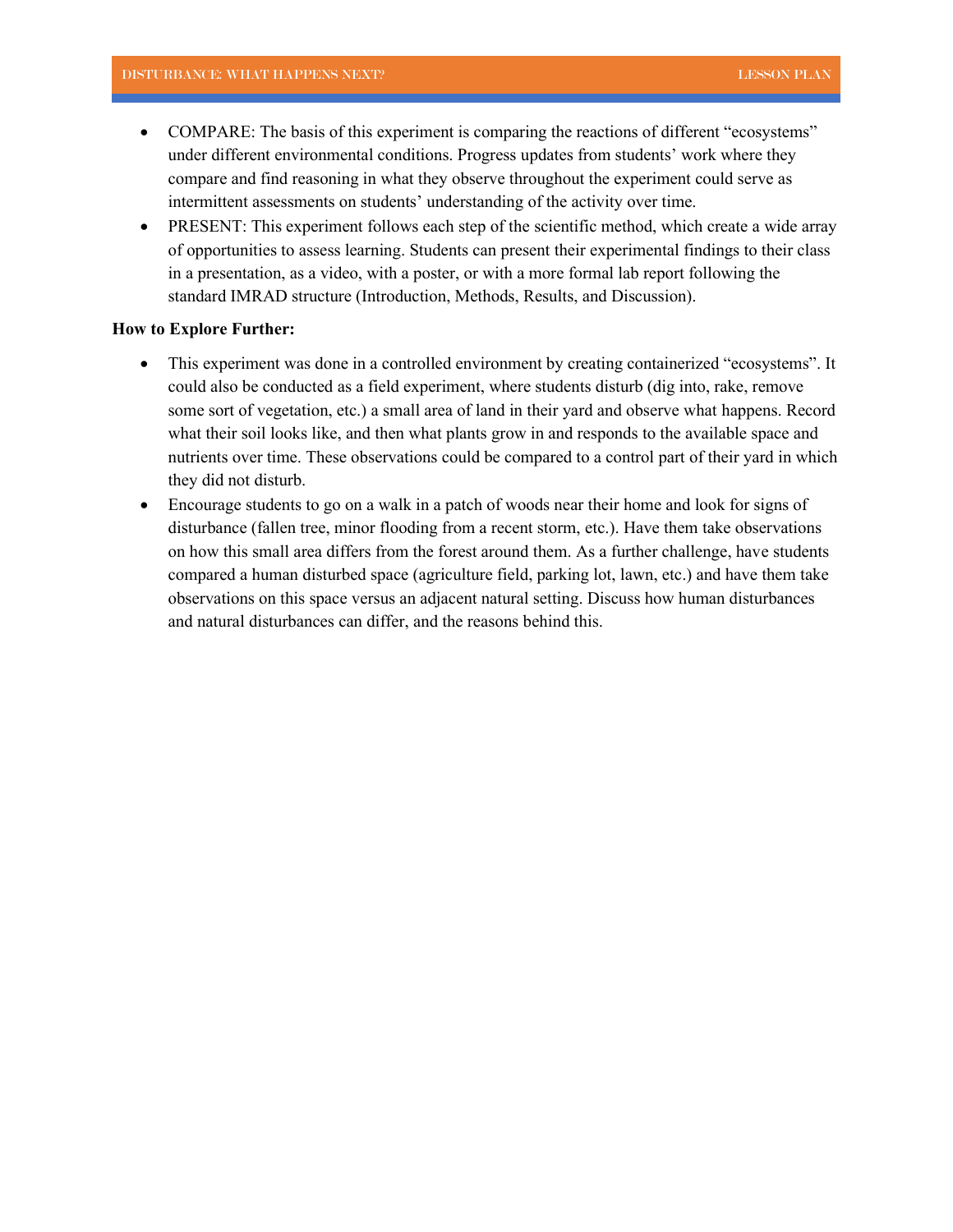- COMPARE: The basis of this experiment is comparing the reactions of different "ecosystems" under different environmental conditions. Progress updates from students' work where they compare and find reasoning in what they observe throughout the experiment could serve as intermittent assessments on students' understanding of the activity over time.
- PRESENT: This experiment follows each step of the scientific method, which create a wide array of opportunities to assess learning. Students can present their experimental findings to their class in a presentation, as a video, with a poster, or with a more formal lab report following the standard IMRAD structure (Introduction, Methods, Results, and Discussion).

**How to Explore Further:**

- This experiment was done in a controlled environment by creating containerized "ecosystems". It could also be conducted as a field experiment, where students disturb (dig into, rake, remove some sort of vegetation, etc.) a small area of land in their yard and observe what happens. Record what their soil looks like, and then what plants grow in and responds to the available space and nutrients over time. These observations could be compared to a control part of their yard in which they did not disturb.
- Encourage students to go on a walk in a patch of woods near their home and look for signs of disturbance (fallen tree, minor flooding from a recent storm, etc.). Have them take observations on how this small area differs from the forest around them. As a further challenge, have students compared a human disturbed space (agriculture field, parking lot, lawn, etc.) and have them take observations on this space versus an adjacent natural setting. Discuss how human disturbances and natural disturbances can differ, and the reasons behind this.